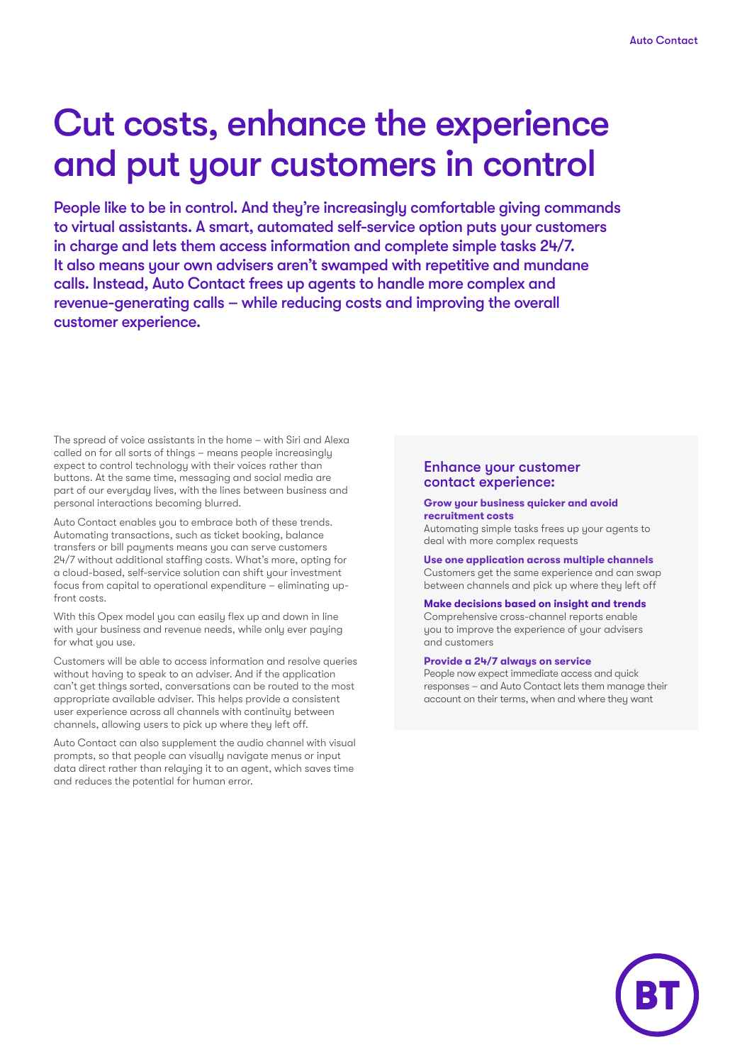# Cut costs, enhance the experience and put your customers in control

**People like to be in control. And they're increasingly comfortable giving commands to virtual assistants. A smart, automated self-service option puts your customers in charge and lets them access information and complete simple tasks 24/7. It also means your own advisers aren't swamped with repetitive and mundane calls. Instead, Auto Contact frees up agents to handle more complex and revenue-generating calls – while reducing costs and improving the overall customer experience.**

The spread of voice assistants in the home – with Siri and Alexa called on for all sorts of things – means people increasingly expect to control technology with their voices rather than buttons. At the same time, messaging and social media are part of our everyday lives, with the lines between business and personal interactions becoming blurred.

Auto Contact enables you to embrace both of these trends. Automating transactions, such as ticket booking, balance transfers or bill payments means you can serve customers 24/7 without additional staffing costs. What's more, opting for a cloud-based, self-service solution can shift your investment focus from capital to operational expenditure – eliminating up-front costs.

With this Opex model you can easily flex up and down in line with your business and revenue needs, while only ever paying for what you use.

Customers will be able to access information and resolve queries without having to speak to an adviser. And if the application can't get things sorted, conversations can be routed to the most appropriate available adviser. This helps provide a consistent user experience across all channels with continuity between channels, allowing users to pick up where they left off.

Auto Contact can also supplement the audio channel with visual prompts, so that people can visually navigate menus or input data direct rather than relaying it to an agent, which saves time and reduces the potential for human error.

## Enhance your customer contact experience:

**Grow your business quicker and avoid recruitment costs**
Automating simple tasks frees up your agents to deal with more complex requests

**Use one application across multiple channels**
Customers get the same experience and can swap between channels and pick up where they left off

**Make decisions based on insight and trends**
Comprehensive cross-channel reports enable you to improve the experience of your advisers and customers

**Provide a 24/7 always on service**
People now expect immediate access and quick responses – and Auto Contact lets them manage their account on their terms, when and where they want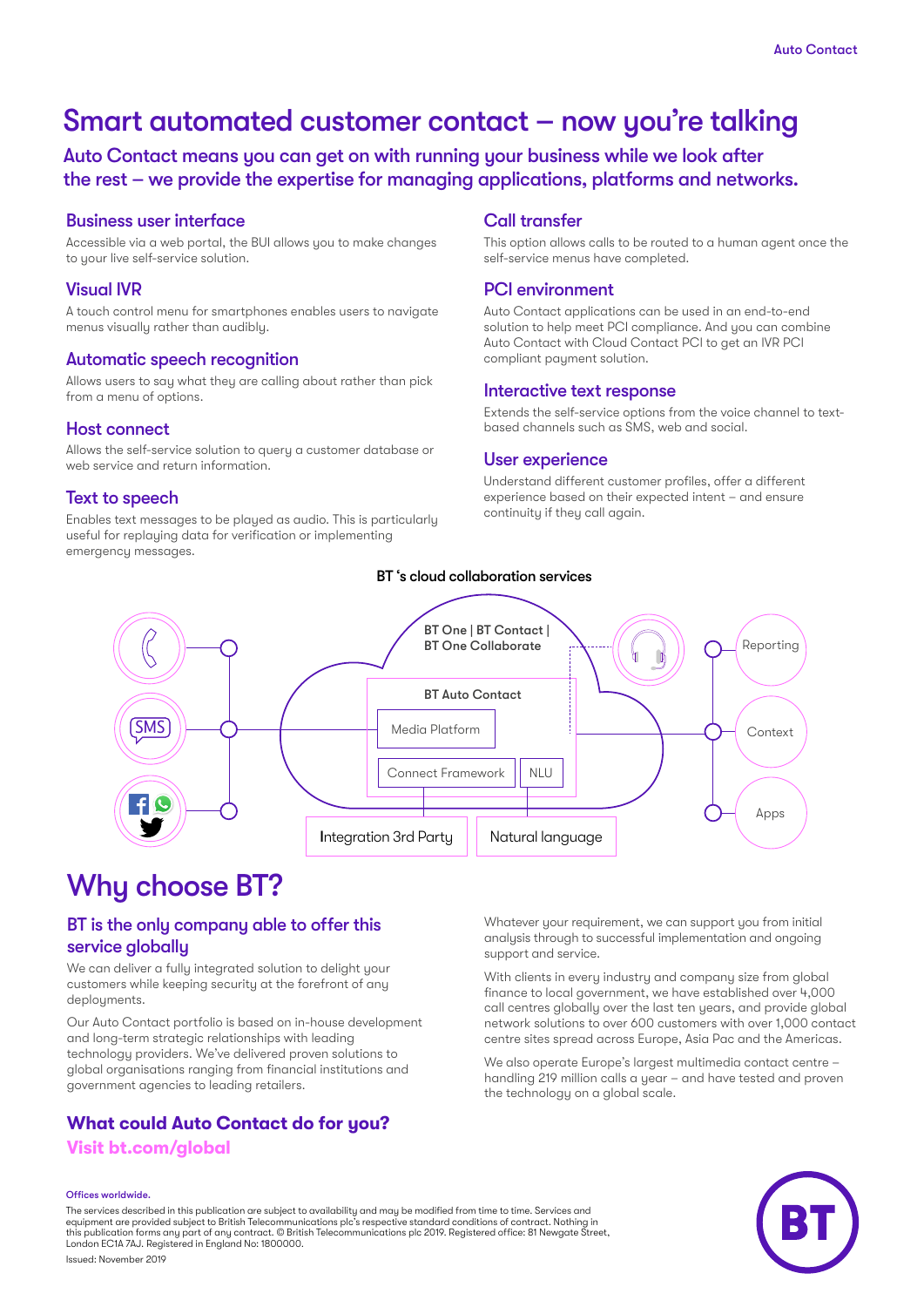# Smart automated customer contact – now you're talking

## Auto Contact means you can get on with running your business while we look after the rest – we provide the expertise for managing applications, platforms and networks.

### Business user interface

Accessible via a web portal, the BUI allows you to make changes to your live self-service solution.

### Visual IVR

A touch control menu for smartphones enables users to navigate menus visually rather than audibly.

### Automatic speech recognition

Allows users to say what they are calling about rather than pick from a menu of options.

### Host connect

Allows the self-service solution to query a customer database or web service and return information.

### Text to speech

Enables text messages to be played as audio. This is particularly useful for replaying data for verification or implementing emergency messages.

### Call transfer

This option allows calls to be routed to a human agent once the self-service menus have completed.

### PCI environment

Auto Contact applications can be used in an end-to-end solution to help meet PCI compliance. And you can combine Auto Contact with Cloud Contact PCI to get an IVR PCI compliant payment solution.

### Interactive text response

Extends the self-service options from the voice channel to text-based channels such as SMS, web and social.

### User experience

Understand different customer profiles, offer a different experience based on their expected intent – and ensure continuity if they call again.

BT 's cloud collaboration services

BT One | BT Contact | BT One Collaborate

BT Auto Contact

Media Platform

Connect Framework

NLU

Integration 3rd Party

Natural language

SMS

Reporting

Context

Apps

# Why choose BT?

### BT is the only company able to offer this service globally

We can deliver a fully integrated solution to delight your customers while keeping security at the forefront of any deployments.

Our Auto Contact portfolio is based on in-house development and long-term strategic relationships with leading technology providers. We've delivered proven solutions to global organisations ranging from financial institutions and government agencies to leading retailers.

Whatever your requirement, we can support you from initial analysis through to successful implementation and ongoing support and service.

With clients in every industry and company size from global finance to local government, we have established over 4,000 call centres globally over the last ten years, and provide global network solutions to over 600 customers with over 1,000 contact centre sites spread across Europe, Asia Pac and the Americas.

We also operate Europe's largest multimedia contact centre – handling 219 million calls a year – and have tested and proven the technology on a global scale.

**What could Auto Contact do for you?**

**Visit bt.com/global**

Offices worldwide.

The services described in this publication are subject to availability and may be modified from time to time. Services and equipment are provided subject to British Telecommunications plc's respective standard conditions of contract. Nothing in this publication forms any part of any contract. © British Telecommunications plc 2019. Registered office: 81 Newgate Street, London EC1A 7AJ. Registered in England No: 1800000.

Issued: November 2019